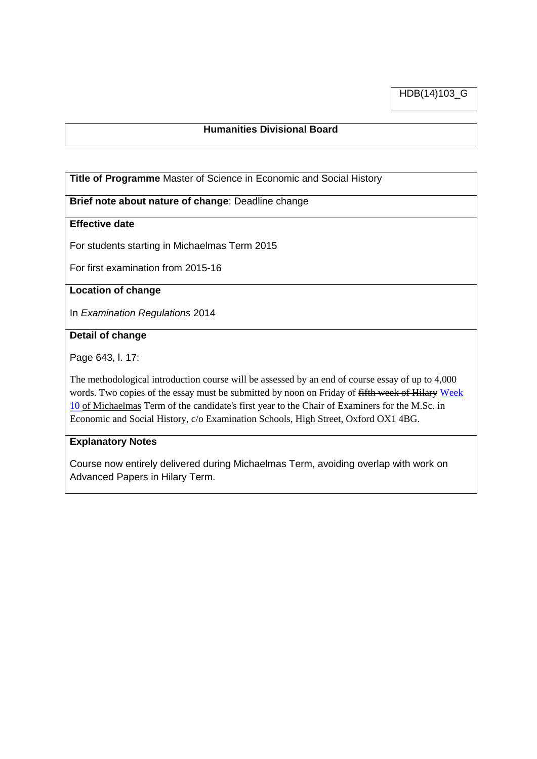HDB(14)103_G

**Humanities Divisional Board**

**Title of Programme** Master of Science in Economic and Social History

**Brief note about nature of change**: Deadline change

**Effective date**

For students starting in Michaelmas Term 2015

For first examination from 2015-16

**Location of change**

In *Examination Regulations* 2014

**Detail of change**

Page 643, l. 17:

The methodological introduction course will be assessed by an end of course essay of up to 4,000 words. Two copies of the essay must be submitted by noon on Friday of ~~fifth week of Hilary~~ Week 10 of Michaelmas Term of the candidate's first year to the Chair of Examiners for the M.Sc. in Economic and Social History, c/o Examination Schools, High Street, Oxford OX1 4BG.

**Explanatory Notes**

Course now entirely delivered during Michaelmas Term, avoiding overlap with work on Advanced Papers in Hilary Term.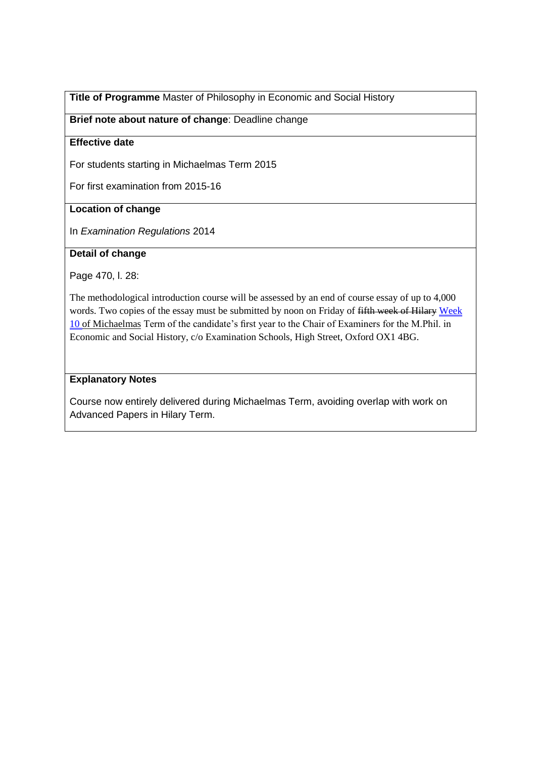**Title of Programme** Master of Philosophy in Economic and Social History

**Brief note about nature of change**: Deadline change

**Effective date**

For students starting in Michaelmas Term 2015

For first examination from 2015-16

**Location of change**

In *Examination Regulations* 2014

**Detail of change**

Page 470, l. 28:

The methodological introduction course will be assessed by an end of course essay of up to 4,000 words. Two copies of the essay must be submitted by noon on Friday of ~~fifth week of Hilary~~ Week 10 of Michaelmas Term of the candidate's first year to the Chair of Examiners for the M.Phil. in Economic and Social History, c/o Examination Schools, High Street, Oxford OX1 4BG.

**Explanatory Notes**

Course now entirely delivered during Michaelmas Term, avoiding overlap with work on Advanced Papers in Hilary Term.